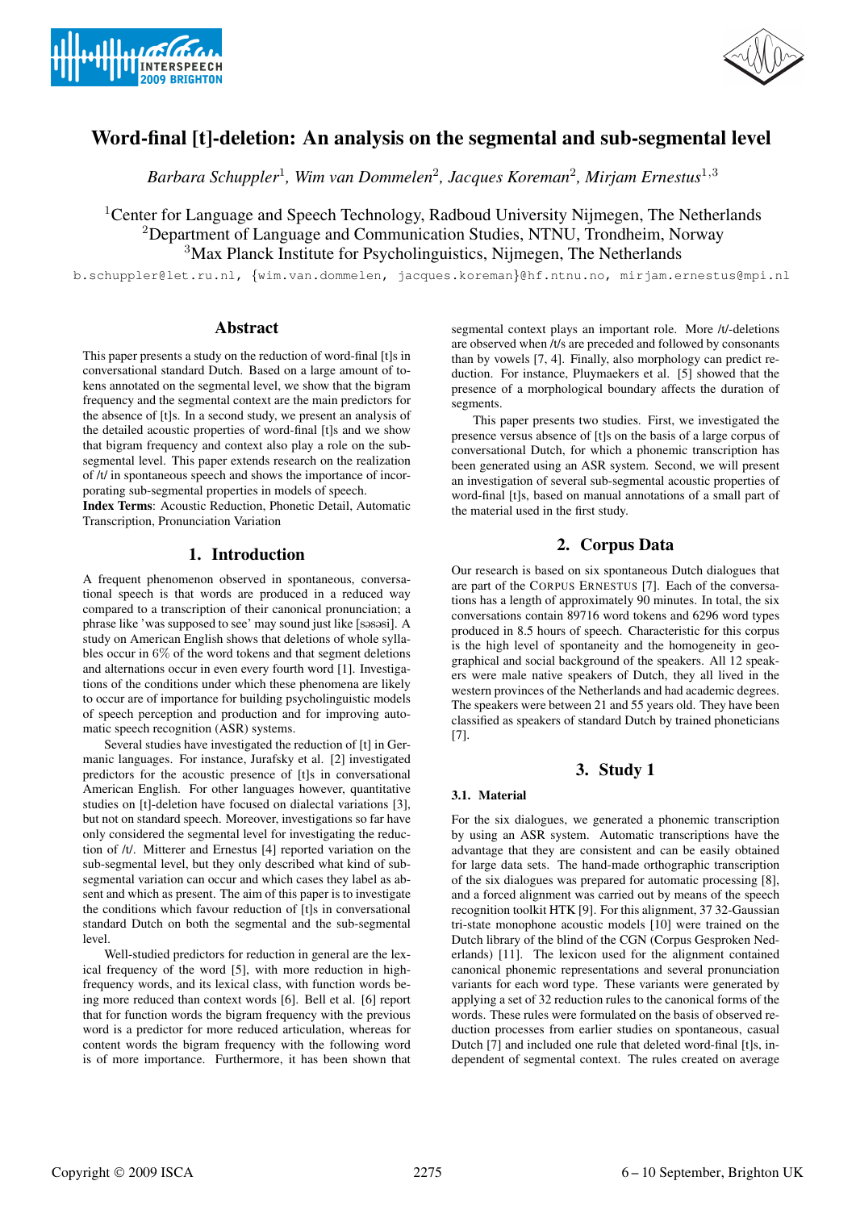# Word-final [t]-deletion: An analysis on the segmental and sub-segmental level

*Barbara Schuppler*[1], *Wim van Dommelen*[2], *Jacques Koreman*[2], *Mirjam Ernestus*[1,3]

[1]Center for Language and Speech Technology, Radboud University Nijmegen, The Netherlands
[2]Department of Language and Communication Studies, NTNU, Trondheim, Norway
[3]Max Planck Institute for Psycholinguistics, Nijmegen, The Netherlands

b.schuppler@let.ru.nl, {wim.van.dommelen, jacques.koreman}@hf.ntnu.no, mirjam.ernestus@mpi.nl

## Abstract

This paper presents a study on the reduction of word-final [t]s in conversational standard Dutch. Based on a large amount of tokens annotated on the segmental level, we show that the bigram frequency and the segmental context are the main predictors for the absence of [t]s. In a second study, we present an analysis of the detailed acoustic properties of word-final [t]s and we show that bigram frequency and context also play a role on the sub-segmental level. This paper extends research on the realization of /t/ in spontaneous speech and shows the importance of incorporating sub-segmental properties in models of speech.

**Index Terms**: Acoustic Reduction, Phonetic Detail, Automatic Transcription, Pronunciation Variation

## 1. Introduction

A frequent phenomenon observed in spontaneous, conversational speech is that words are produced in a reduced way compared to a transcription of their canonical pronunciation; a phrase like 'was supposed to see' may sound just like [səsəsi]. A study on American English shows that deletions of whole syllables occur in 6% of the word tokens and that segment deletions and alternations occur in even every fourth word [1]. Investigations of the conditions under which these phenomena are likely to occur are of importance for building psycholinguistic models of speech perception and production and for improving automatic speech recognition (ASR) systems.

Several studies have investigated the reduction of [t] in Germanic languages. For instance, Jurafsky et al. [2] investigated predictors for the acoustic presence of [t]s in conversational American English. For other languages however, quantitative studies on [t]-deletion have focused on dialectal variations [3], but not on standard speech. Moreover, investigations so far have only considered the segmental level for investigating the reduction of /t/. Mitterer and Ernestus [4] reported variation on the sub-segmental level, but they only described what kind of sub-segmental variation can occur and which cases they label as absent and which as present. The aim of this paper is to investigate the conditions which favour reduction of [t]s in conversational standard Dutch on both the segmental and the sub-segmental level.

Well-studied predictors for reduction in general are the lexical frequency of the word [5], with more reduction in high-frequency words, and its lexical class, with function words being more reduced than context words [6]. Bell et al. [6] report that for function words the bigram frequency with the previous word is a predictor for more reduced articulation, whereas for content words the bigram frequency with the following word is of more importance. Furthermore, it has been shown that segmental context plays an important role. More /t/-deletions are observed when /t/s are preceded and followed by consonants than by vowels [7, 4]. Finally, also morphology can predict reduction. For instance, Pluymaekers et al. [5] showed that the presence of a morphological boundary affects the duration of segments.

This paper presents two studies. First, we investigated the presence versus absence of [t]s on the basis of a large corpus of conversational Dutch, for which a phonemic transcription has been generated using an ASR system. Second, we will present an investigation of several sub-segmental acoustic properties of word-final [t]s, based on manual annotations of a small part of the material used in the first study.

## 2. Corpus Data

Our research is based on six spontaneous Dutch dialogues that are part of the CORPUS ERNESTUS [7]. Each of the conversations has a length of approximately 90 minutes. In total, the six conversations contain 89716 word tokens and 6296 word types produced in 8.5 hours of speech. Characteristic for this corpus is the high level of spontaneity and the homogeneity in geographical and social background of the speakers. All 12 speakers were male native speakers of Dutch, they all lived in the western provinces of the Netherlands and had academic degrees. The speakers were between 21 and 55 years old. They have been classified as speakers of standard Dutch by trained phoneticians [7].

## 3. Study 1

### 3.1. Material

For the six dialogues, we generated a phonemic transcription by using an ASR system. Automatic transcriptions have the advantage that they are consistent and can be easily obtained for large data sets. The hand-made orthographic transcription of the six dialogues was prepared for automatic processing [8], and a forced alignment was carried out by means of the speech recognition toolkit HTK [9]. For this alignment, 37 32-Gaussian tri-state monophone acoustic models [10] were trained on the Dutch library of the blind of the CGN (Corpus Gesproken Nederlands) [11]. The lexicon used for the alignment contained canonical phonemic representations and several pronunciation variants for each word type. These variants were generated by applying a set of 32 reduction rules to the canonical forms of the words. These rules were formulated on the basis of observed reduction processes from earlier studies on spontaneous, casual Dutch [7] and included one rule that deleted word-final [t]s, independent of segmental context. The rules created on average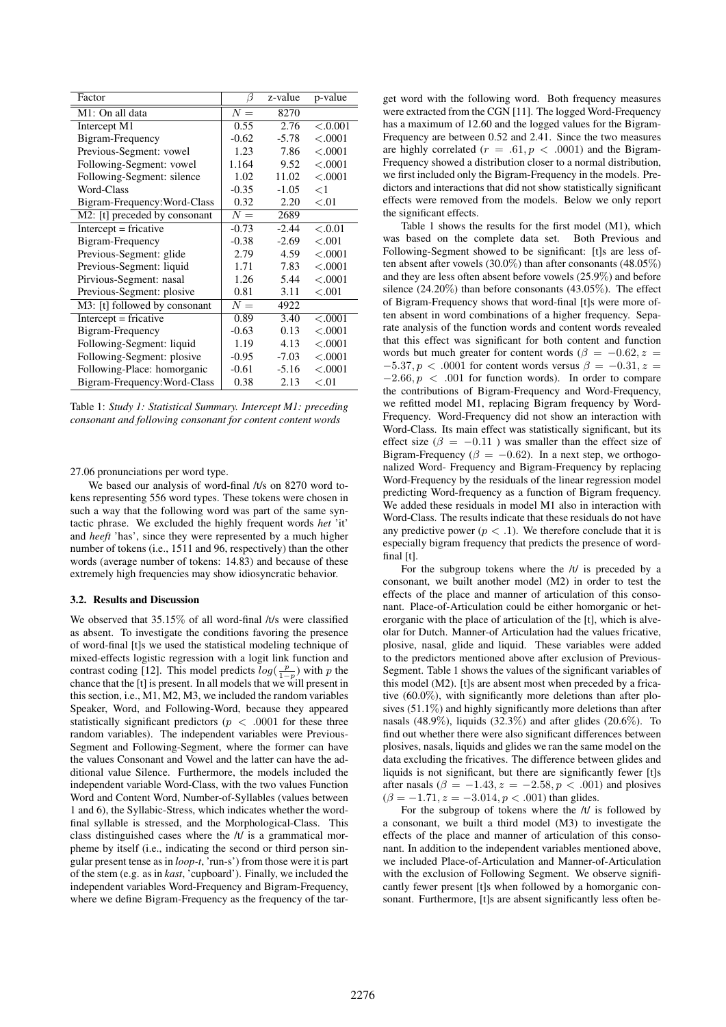| Factor | $\beta$ | z-value | p-value |
|---|---|---|---|
| M1: On all data | $N =$ | 8270 | |
| Intercept M1 | 0.55 | 2.76 | $<.0.001$ |
| Bigram-Frequency | -0.62 | -5.78 | $<.0001$ |
| Previous-Segment: vowel | 1.23 | 7.86 | $<.0001$ |
| Following-Segment: vowel | 1.164 | 9.52 | $<.0001$ |
| Following-Segment: silence | 1.02 | 11.02 | $<.0001$ |
| Word-Class | -0.35 | -1.05 | $<1$ |
| Bigram-Frequency:Word-Class | 0.32 | 2.20 | $<.01$ |
| M2: [t] preceded by consonant | $N =$ | 2689 | |
| Intercept = fricative | -0.73 | -2.44 | $<.0.01$ |
| Bigram-Frequency | -0.38 | -2.69 | $<.001$ |
| Previous-Segment: glide | 2.79 | 4.59 | $<.0001$ |
| Previous-Segment: liquid | 1.71 | 7.83 | $<.0001$ |
| Pirvious-Segment: nasal | 1.26 | 5.44 | $<.0001$ |
| Previous-Segment: plosive | 0.81 | 3.11 | $<.001$ |
| M3: [t] followed by consonant | $N =$ | 4922 | |
| Intercept = fricative | 0.89 | 3.40 | $<.0001$ |
| Bigram-Frequency | -0.63 | 0.13 | $<.0001$ |
| Following-Segment: liquid | 1.19 | 4.13 | $<.0001$ |
| Following-Segment: plosive | -0.95 | -7.03 | $<.0001$ |
| Following-Place: homorganic | -0.61 | -5.16 | $<.0001$ |
| Bigram-Frequency:Word-Class | 0.38 | 2.13 | $<.01$ |

Table 1: *Study 1: Statistical Summary. Intercept M1: preceding consonant and following consonant for content content words*

27.06 pronunciations per word type.

We based our analysis of word-final /t/s on 8270 word tokens representing 556 word types. These tokens were chosen in such a way that the following word was part of the same syntactic phrase. We excluded the highly frequent words *het* 'it' and *heeft* 'has', since they were represented by a much higher number of tokens (i.e., 1511 and 96, respectively) than the other words (average number of tokens: 14.83) and because of these extremely high frequencies may show idiosyncratic behavior.

### 3.2. Results and Discussion

We observed that 35.15% of all word-final /t/s were classified as absent. To investigate the conditions favoring the presence of word-final [t]s we used the statistical modeling technique of mixed-effects logistic regression with a logit link function and contrast coding [12]. This model predicts $log(\frac{p}{1-p})$ with $p$ the chance that the [t] is present. In all models that we will present in this section, i.e., M1, M2, M3, we included the random variables Speaker, Word, and Following-Word, because they appeared statistically significant predictors ($p < .0001$ for these three random variables). The independent variables were Previous-Segment and Following-Segment, where the former can have the values Consonant and Vowel and the latter can have the additional value Silence. Furthermore, the models included the independent variable Word-Class, with the two values Function Word and Content Word, Number-of-Syllables (values between 1 and 6), the Syllabic-Stress, which indicates whether the word-final syllable is stressed, and the Morphological-Class. This class distinguished cases where the /t/ is a grammatical morpheme by itself (i.e., indicating the second or third person singular present tense as in *loop-t*, 'run-s') from those were it is part of the stem (e.g. as in *kast*, 'cupboard'). Finally, we included the independent variables Word-Frequency and Bigram-Frequency, where we define Bigram-Frequency as the frequency of the target word with the following word. Both frequency measures were extracted from the CGN [11]. The logged Word-Frequency has a maximum of 12.60 and the logged values for the Bigram-Frequency are between 0.52 and 2.41. Since the two measures are highly correlated ($r = .61, p < .0001$) and the Bigram-Frequency showed a distribution closer to a normal distribution, we first included only the Bigram-Frequency in the models. Predictors and interactions that did not show statistically significant effects were removed from the models. Below we only report the significant effects.

Table 1 shows the results for the first model (M1), which was based on the complete data set. Both Previous and Following-Segment showed to be significant: [t]s are less often absent after vowels (30.0%) than after consonants (48.05%) and they are less often absent before vowels (25.9%) and before silence (24.20%) than before consonants (43.05%). The effect of Bigram-Frequency shows that word-final [t]s were more often absent in word combinations of a higher frequency. Separate analysis of the function words and content words revealed that this effect was significant for both content and function words but much greater for content words ($\beta = -0.62, z = -5.37, p < .0001$ for content words versus $\beta = -0.31, z = -2.66, p < .001$ for function words). In order to compare the contributions of Bigram-Frequency and Word-Frequency, we refitted model M1, replacing Bigram frequency by Word-Frequency. Word-Frequency did not show an interaction with Word-Class. Its main effect was statistically significant, but its effect size ($\beta = -0.11$ ) was smaller than the effect size of Bigram-Frequency ($\beta = -0.62$). In a next step, we orthogonalized Word- Frequency and Bigram-Frequency by replacing Word-Frequency by the residuals of the linear regression model predicting Word-frequency as a function of Bigram frequency. We added these residuals in model M1 also in interaction with Word-Class. The results indicate that these residuals do not have any predictive power ($p < .1$). We therefore conclude that it is especially bigram frequency that predicts the presence of word-final [t].

For the subgroup tokens where the /t/ is preceded by a consonant, we built another model (M2) in order to test the effects of the place and manner of articulation of this consonant. Place-of-Articulation could be either homorganic or heterorganic with the place of articulation of the [t], which is alveolar for Dutch. Manner-of Articulation had the values fricative, plosive, nasal, glide and liquid. These variables were added to the predictors mentioned above after exclusion of Previous-Segment. Table 1 shows the values of the significant variables of this model (M2). [t]s are absent most when preceded by a fricative (60.0%), with significantly more deletions than after plosives (51.1%) and highly significantly more deletions than after nasals (48.9%), liquids (32.3%) and after glides (20.6%). To find out whether there were also significant differences between plosives, nasals, liquids and glides we ran the same model on the data excluding the fricatives. The difference between glides and liquids is not significant, but there are significantly fewer [t]s after nasals ($\beta = -1.43, z = -2.58, p < .001$) and plosives ($\beta = -1.71, z = -3.014, p < .001$) than glides.

For the subgroup of tokens where the /t/ is followed by a consonant, we built a third model (M3) to investigate the effects of the place and manner of articulation of this consonant. In addition to the independent variables mentioned above, we included Place-of-Articulation and Manner-of-Articulation with the exclusion of Following Segment. We observe significantly fewer present [t]s when followed by a homorganic consonant. Furthermore, [t]s are absent significantly less often be-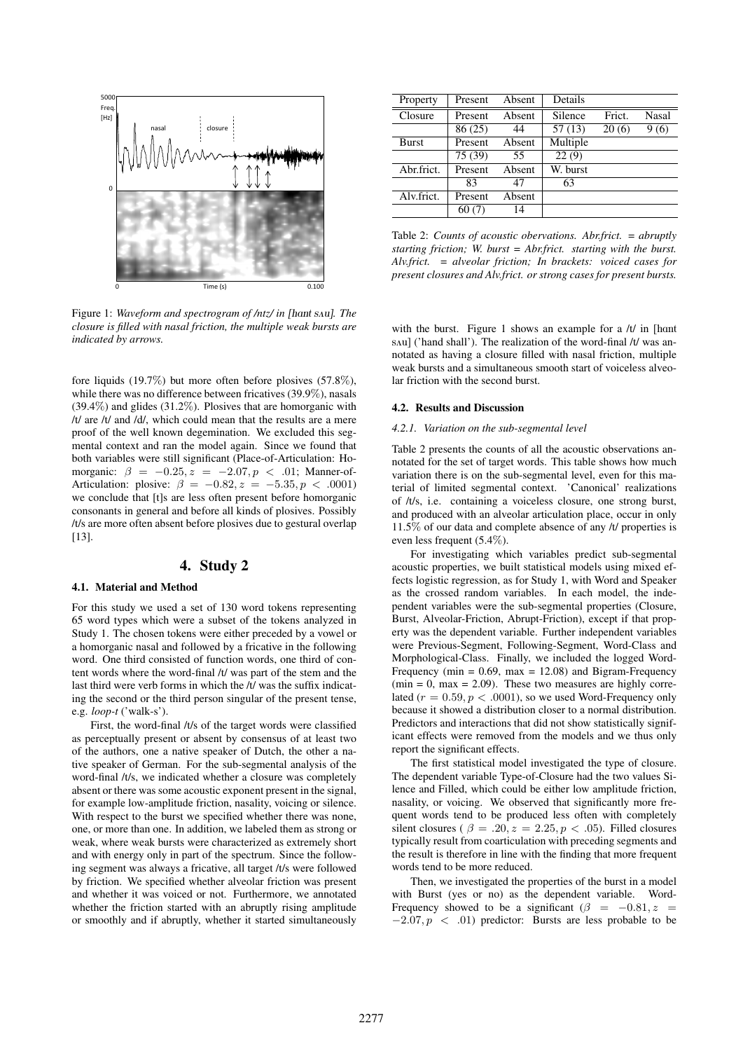Figure 1: *Waveform and spectrogram of /ntz/ in [hant sʌu]. The closure is filled with nasal friction, the multiple weak bursts are indicated by arrows.*

fore liquids (19.7%) but more often before plosives (57.8%), while there was no difference between fricatives (39.9%), nasals (39.4%) and glides (31.2%). Plosives that are homorganic with /t/ are /t/ and /d/, which could mean that the results are a mere proof of the well known degemination. We excluded this segmental context and ran the model again. Since we found that both variables were still significant (Place-of-Articulation: Homorganic: $\beta = -0.25, z = -2.07, p < .01$; Manner-of-Articulation: plosive: $\beta = -0.82, z = -5.35, p < .0001$) we conclude that [t]s are less often present before homorganic consonants in general and before all kinds of plosives. Possibly /t/s are more often absent before plosives due to gestural overlap [13].

# 4. Study 2

### 4.1. Material and Method

For this study we used a set of 130 word tokens representing 65 word types which were a subset of the tokens analyzed in Study 1. The chosen tokens were either preceded by a vowel or a homorganic nasal and followed by a fricative in the following word. One third consisted of function words, one third of content words where the word-final /t/ was part of the stem and the last third were verb forms in which the /t/ was the suffix indicating the second or the third person singular of the present tense, e.g. *loop-t* ('walk-s').

First, the word-final /t/s of the target words were classified as perceptually present or absent by consensus of at least two of the authors, one a native speaker of Dutch, the other a native speaker of German. For the sub-segmental analysis of the word-final /t/s, we indicated whether a closure was completely absent or there was some acoustic exponent present in the signal, for example low-amplitude friction, nasality, voicing or silence. With respect to the burst we specified whether there was none, one, or more than one. In addition, we labeled them as strong or weak, where weak bursts were characterized as extremely short and with energy only in part of the spectrum. Since the following segment was always a fricative, all target /t/s were followed by friction. We specified whether alveolar friction was present and whether it was voiced or not. Furthermore, we annotated whether the friction started with an abruptly rising amplitude or smoothly and if abruptly, whether it started simultaneously with the burst. Figure 1 shows an example for a /t/ in [hant sʌu] ('hand shall'). The realization of the word-final /t/ was annotated as having a closure filled with nasal friction, multiple weak bursts and a simultaneous smooth start of voiceless alveolar friction with the second burst.

| Property | Present | Absent | Details | | |
|---|---|---|---|---|---|
| Closure | Present | Absent | Silence | Frict. | Nasal |
| | 86 (25) | 44 | 57 (13) | 20 (6) | 9 (6) |
| Burst | Present | Absent | Multiple | | |
| | 75 (39) | 55 | 22 (9) | | |
| Abr.frict. | Present | Absent | W. burst | | |
| | 83 | 47 | 63 | | |
| Alv.frict. | Present | Absent | | | |
| | 60 (7) | 14 | | | |

Table 2: *Counts of acoustic obervations. Abr.frict. = abruptly starting friction; W. burst = Abr.frict. starting with the burst. Alv.frict. = alveolar friction; In brackets: voiced cases for present closures and Alv.frict. or strong cases for present bursts.*

### 4.2. Results and Discussion

#### 4.2.1. Variation on the sub-segmental level

Table 2 presents the counts of all the acoustic observations annotated for the set of target words. This table shows how much variation there is on the sub-segmental level, even for this material of limited segmental context. 'Canonical' realizations of /t/s, i.e. containing a voiceless closure, one strong burst, and produced with an alveolar articulation place, occur in only 11.5% of our data and complete absence of any /t/ properties is even less frequent (5.4%).

For investigating which variables predict sub-segmental acoustic properties, we built statistical models using mixed effects logistic regression, as for Study 1, with Word and Speaker as the crossed random variables. In each model, the independent variables were the sub-segmental properties (Closure, Burst, Alveolar-Friction, Abrupt-Friction), except if that property was the dependent variable. Further independent variables were Previous-Segment, Following-Segment, Word-Class and Morphological-Class. Finally, we included the logged Word-Frequency (min = 0.69, max = 12.08) and Bigram-Frequency (min = 0, max = 2.09). These two measures are highly correlated ($r = 0.59, p < .0001$), so we used Word-Frequency only because it showed a distribution closer to a normal distribution. Predictors and interactions that did not show statistically significant effects were removed from the models and we thus only report the significant effects.

The first statistical model investigated the type of closure. The dependent variable Type-of-Closure had the two values Silence and Filled, which could be either low amplitude friction, nasality, or voicing. We observed that significantly more frequent words tend to be produced less often with completely silent closures ( $\beta = .20, z = 2.25, p < .05$). Filled closures typically result from coarticulation with preceding segments and the result is therefore in line with the finding that more frequent words tend to be more reduced.

Then, we investigated the properties of the burst in a model with Burst (yes or no) as the dependent variable. Word-Frequency showed to be a significant ($\beta = -0.81, z = -2.07, p < .01$) predictor: Bursts are less probable to be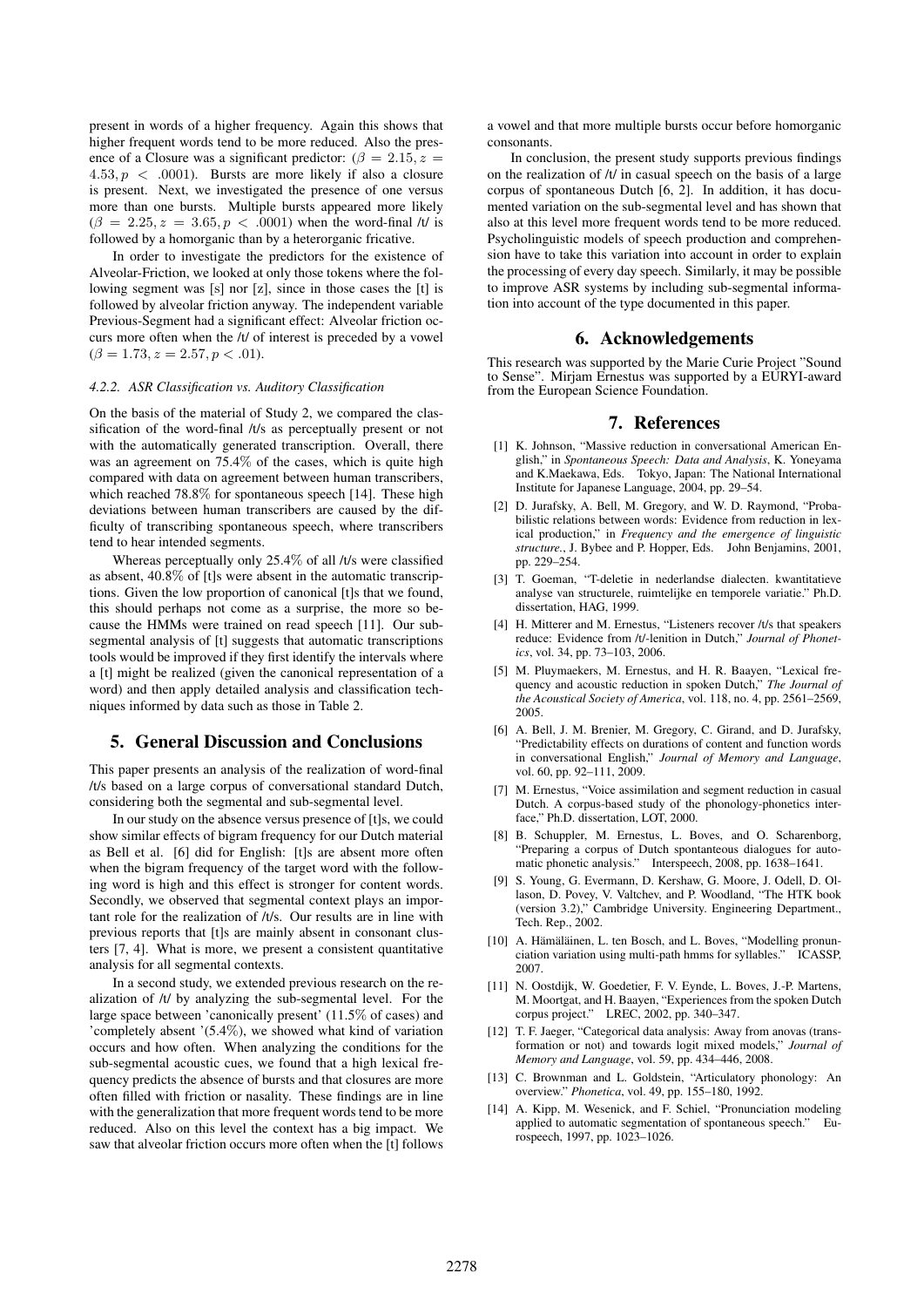present in words of a higher frequency. Again this shows that higher frequent words tend to be more reduced. Also the presence of a Closure was a significant predictor: ($\beta = 2.15, z = 4.53, p < .0001$). Bursts are more likely if also a closure is present. Next, we investigated the presence of one versus more than one bursts. Multiple bursts appeared more likely ($\beta = 2.25, z = 3.65, p < .0001$) when the word-final /t/ is followed by a homorganic than by a heterorganic fricative.

In order to investigate the predictors for the existence of Alveolar-Friction, we looked at only those tokens where the following segment was [s] nor [z], since in those cases the [t] is followed by alveolar friction anyway. The independent variable Previous-Segment had a significant effect: Alveolar friction occurs more often when the /t/ of interest is preceded by a vowel ($\beta = 1.73, z = 2.57, p < .01$).

#### 4.2.2. ASR Classification vs. Auditory Classification

On the basis of the material of Study 2, we compared the classification of the word-final /t/s as perceptually present or not with the automatically generated transcription. Overall, there was an agreement on 75.4% of the cases, which is quite high compared with data on agreement between human transcribers, which reached 78.8% for spontaneous speech [14]. These high deviations between human transcribers are caused by the difficulty of transcribing spontaneous speech, where transcribers tend to hear intended segments.

Whereas perceptually only 25.4% of all /t/s were classified as absent, 40.8% of [t]s were absent in the automatic transcriptions. Given the low proportion of canonical [t]s that we found, this should perhaps not come as a surprise, the more so because the HMMs were trained on read speech [11]. Our subsegmental analysis of [t] suggests that automatic transcriptions tools would be improved if they first identify the intervals where a [t] might be realized (given the canonical representation of a word) and then apply detailed analysis and classification techniques informed by data such as those in Table 2.

## 5. General Discussion and Conclusions

This paper presents an analysis of the realization of word-final /t/s based on a large corpus of conversational standard Dutch, considering both the segmental and sub-segmental level.

In our study on the absence versus presence of [t]s, we could show similar effects of bigram frequency for our Dutch material as Bell et al. [6] did for English: [t]s are absent more often when the bigram frequency of the target word with the following word is high and this effect is stronger for content words. Secondly, we observed that segmental context plays an important role for the realization of /t/s. Our results are in line with previous reports that [t]s are mainly absent in consonant clusters [7, 4]. What is more, we present a consistent quantitative analysis for all segmental contexts.

In a second study, we extended previous research on the realization of /t/ by analyzing the sub-segmental level. For the large space between 'canonically present' (11.5% of cases) and 'completely absent '(5.4%), we showed what kind of variation occurs and how often. When analyzing the conditions for the sub-segmental acoustic cues, we found that a high lexical frequency predicts the absence of bursts and that closures are more often filled with friction or nasality. These findings are in line with the generalization that more frequent words tend to be more reduced. Also on this level the context has a big impact. We saw that alveolar friction occurs more often when the [t] follows a vowel and that more multiple bursts occur before homorganic consonants.

In conclusion, the present study supports previous findings on the realization of /t/ in casual speech on the basis of a large corpus of spontaneous Dutch [6, 2]. In addition, it has documented variation on the sub-segmental level and has shown that also at this level more frequent words tend to be more reduced. Psycholinguistic models of speech production and comprehension have to take this variation into account in order to explain the processing of every day speech. Similarly, it may be possible to improve ASR systems by including sub-segmental information into account of the type documented in this paper.

## 6. Acknowledgements

This research was supported by the Marie Curie Project "Sound to Sense". Mirjam Ernestus was supported by a EURYI-award from the European Science Foundation.

## 7. References

[1] K. Johnson, "Massive reduction in conversational American English," in *Spontaneous Speech: Data and Analysis*, K. Yoneyama and K.Maekawa, Eds. Tokyo, Japan: The National International Institute for Japanese Language, 2004, pp. 29–54.

[2] D. Jurafsky, A. Bell, M. Gregory, and W. D. Raymond, "Probabilistic relations between words: Evidence from reduction in lexical production," in *Frequency and the emergence of linguistic structure.*, J. Bybee and P. Hopper, Eds. John Benjamins, 2001, pp. 229–254.

[3] T. Goeman, "T-deletie in nederlandse dialecten. kwantitatieve analyse van structurele, ruimtelijke en temporele variatie." Ph.D. dissertation, HAG, 1999.

[4] H. Mitterer and M. Ernestus, "Listeners recover /t/s that speakers reduce: Evidence from /t/-lenition in Dutch," *Journal of Phonetics*, vol. 34, pp. 73–103, 2006.

[5] M. Pluymaekers, M. Ernestus, and H. R. Baayen, "Lexical frequency and acoustic reduction in spoken Dutch," *The Journal of the Acoustical Society of America*, vol. 118, no. 4, pp. 2561–2569, 2005.

[6] A. Bell, J. M. Brenier, M. Gregory, C. Girand, and D. Jurafsky, "Predictability effects on durations of content and function words in conversational English," *Journal of Memory and Language*, vol. 60, pp. 92–111, 2009.

[7] M. Ernestus, "Voice assimilation and segment reduction in casual Dutch. A corpus-based study of the phonology-phonetics interface," Ph.D. dissertation, LOT, 2000.

[8] B. Schuppler, M. Ernestus, L. Boves, and O. Scharenborg, "Preparing a corpus of Dutch spontanteous dialogues for automatic phonetic analysis." Interspeech, 2008, pp. 1638–1641.

[9] S. Young, G. Evermann, D. Kershaw, G. Moore, J. Odell, D. Ollason, D. Povey, V. Valtchev, and P. Woodland, "The HTK book (version 3.2)," Cambridge University. Engineering Department., Tech. Rep., 2002.

[10] A. Hämäläinen, L. ten Bosch, and L. Boves, "Modelling pronunciation variation using multi-path hmms for syllables." ICASSP, 2007.

[11] N. Oostdijk, W. Goedetier, F. V. Eynde, L. Boves, J.-P. Martens, M. Moortgat, and H. Baayen, "Experiences from the spoken Dutch corpus project." LREC, 2002, pp. 340–347.

[12] T. F. Jaeger, "Categorical data analysis: Away from anovas (transformation or not) and towards logit mixed models," *Journal of Memory and Language*, vol. 59, pp. 434–446, 2008.

[13] C. Brownman and L. Goldstein, "Articulatory phonology: An overview." *Phonetica*, vol. 49, pp. 155–180, 1992.

[14] A. Kipp, M. Wesenick, and F. Schiel, "Pronunciation modeling applied to automatic segmentation of spontaneous speech." Eurospeech, 1997, pp. 1023–1026.